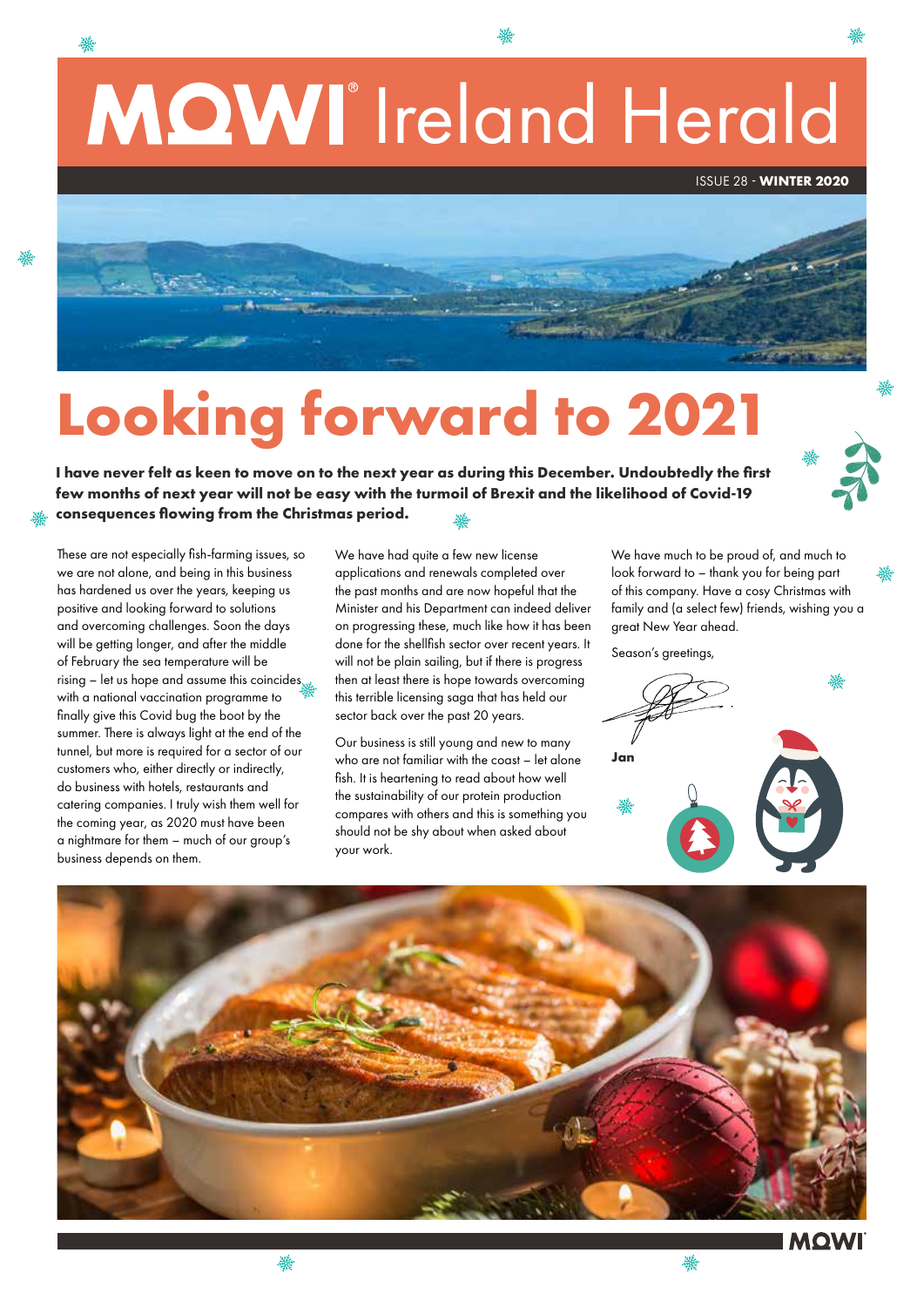# MOWI Ireland Herald

ISSUE 28 - **WINTER 2020**

# Looking forward to 2021

**I have never felt as keen to move on to the next year as during this December. Undoubtedly the first few months of next year will not be easy with the turmoil of Brexit and the likelihood of Covid-19 consequences flowing from the Christmas period.**

These are not especially fish-farming issues, so we are not alone, and being in this business has hardened us over the years, keeping us positive and looking forward to solutions and overcoming challenges. Soon the days will be getting longer, and after the middle of February the sea temperature will be rising – let us hope and assume this coincides with a national vaccination programme to finally give this Covid bug the boot by the summer. There is always light at the end of the tunnel, but more is required for a sector of our customers who, either directly or indirectly, do business with hotels, restaurants and catering companies. I truly wish them well for the coming year, as 2020 must have been a nightmare for them – much of our group's business depends on them.

We have had quite a few new license applications and renewals completed over the past months and are now hopeful that the Minister and his Department can indeed deliver on progressing these, much like how it has been done for the shellfish sector over recent years. It will not be plain sailing, but if there is progress then at least there is hope towards overcoming this terrible licensing saga that has held our sector back over the past 20 years.

Our business is still young and new to many who are not familiar with the coast – let alone fish. It is heartening to read about how well the sustainability of our protein production compares with others and this is something you should not be shy about when asked about your work.

We have much to be proud of, and much to look forward to – thank you for being part of this company. Have a cosy Christmas with family and (a select few) friends, wishing you a great New Year ahead.

Season's greetings,

**Jan**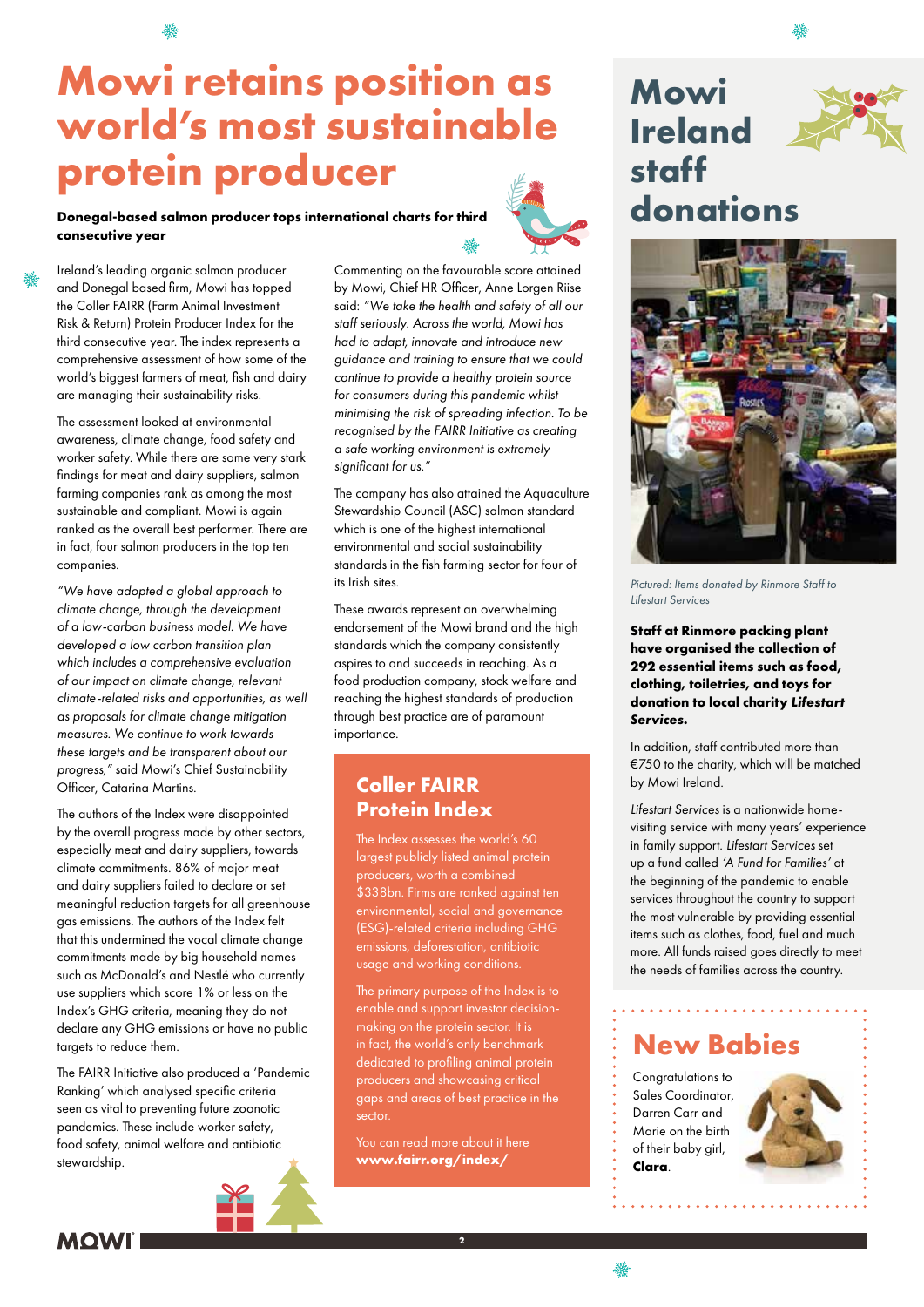# Mowi retains position as world's most sustainable protein producer

**Donegal-based salmon producer tops international charts for third consecutive year**

Ireland's leading organic salmon producer and Donegal based firm, Mowi has topped the Coller FAIRR (Farm Animal Investment Risk & Return) Protein Producer Index for the third consecutive year. The index represents a comprehensive assessment of how some of the world's biggest farmers of meat, fish and dairy are managing their sustainability risks.

The assessment looked at environmental awareness, climate change, food safety and worker safety. While there are some very stark findings for meat and dairy suppliers, salmon farming companies rank as among the most sustainable and compliant. Mowi is again ranked as the overall best performer. There are in fact, four salmon producers in the top ten companies.

*"We have adopted a global approach to climate change, through the development of a low-carbon business model. We have developed a low carbon transition plan which includes a comprehensive evaluation of our impact on climate change, relevant climate-related risks and opportunities, as well as proposals for climate change mitigation measures. We continue to work towards these targets and be transparent about our progress,"* said Mowi's Chief Sustainability Officer, Catarina Martins.

The authors of the Index were disappointed by the overall progress made by other sectors, especially meat and dairy suppliers, towards climate commitments. 86% of major meat and dairy suppliers failed to declare or set meaningful reduction targets for all greenhouse gas emissions. The authors of the Index felt that this undermined the vocal climate change commitments made by big household names such as McDonald's and Nestlé who currently use suppliers which score 1% or less on the Index's GHG criteria, meaning they do not declare any GHG emissions or have no public targets to reduce them.

The FAIRR Initiative also produced a 'Pandemic Ranking' which analysed specific criteria seen as vital to preventing future zoonotic pandemics. These include worker safety, food safety, animal welfare and antibiotic stewardship.

Commenting on the favourable score attained by Mowi, Chief HR Officer, Anne Lorgen Riise said: *"We take the health and safety of all our staff seriously. Across the world, Mowi has had to adapt, innovate and introduce new guidance and training to ensure that we could continue to provide a healthy protein source for consumers during this pandemic whilst minimising the risk of spreading infection. To be recognised by the FAIRR Initiative as creating a safe working environment is extremely significant for us."*

The company has also attained the Aquaculture Stewardship Council (ASC) salmon standard which is one of the highest international environmental and social sustainability standards in the fish farming sector for four of its Irish sites.

These awards represent an overwhelming endorsement of the Mowi brand and the high standards which the company consistently aspires to and succeeds in reaching. As a food production company, stock welfare and reaching the highest standards of production through best practice are of paramount importance.

## Coller FAIRR Protein Index

The Index assesses the world's 60 largest publicly listed animal protein producers, worth a combined $338bn. Firms are ranked against ten environmental, social and governance (ESG)-related criteria including GHG emissions, deforestation, antibiotic usage and working conditions.

The primary purpose of the Index is to enable and support investor decision-making on the protein sector. It is in fact, the world's only benchmark dedicated to profiling animal protein producers and showcasing critical gaps and areas of best practice in the sector.

You can read more about it here **www.fairr.org/index/**

# Mowi Ireland staff donations

*Pictured: Items donated by Rinmore Staff to Lifestart Services*

**Staff at Rinmore packing plant have organised the collection of 292 essential items such as food, clothing, toiletries, and toys for donation to local charity *Lifestart Services*.**

In addition, staff contributed more than €750 to the charity, which will be matched by Mowi Ireland.

*Lifestart Services* is a nationwide home-visiting service with many years' experience in family support. *Lifestart Services* set up a fund called *'A Fund for Families'* at the beginning of the pandemic to enable services throughout the country to support the most vulnerable by providing essential items such as clothes, food, fuel and much more. All funds raised goes directly to meet the needs of families across the country.

## New Babies

Congratulations to Sales Coordinator, Darren Carr and Marie on the birth of their baby girl, **Clara**.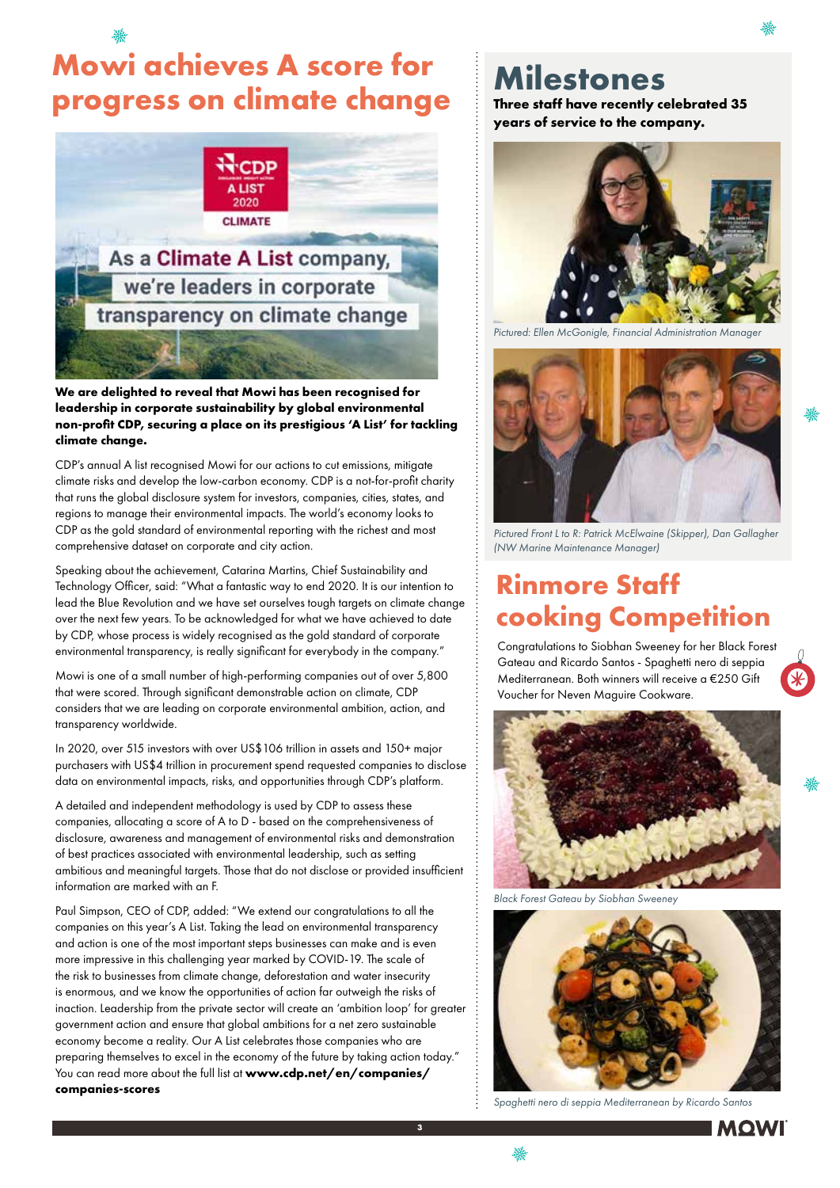# Mowi achieves A score for progress on climate change

**We are delighted to reveal that Mowi has been recognised for leadership in corporate sustainability by global environmental non-profit CDP, securing a place on its prestigious 'A List' for tackling climate change.**

CDP's annual A list recognised Mowi for our actions to cut emissions, mitigate climate risks and develop the low-carbon economy. CDP is a not-for-profit charity that runs the global disclosure system for investors, companies, cities, states, and regions to manage their environmental impacts. The world's economy looks to CDP as the gold standard of environmental reporting with the richest and most comprehensive dataset on corporate and city action.

Speaking about the achievement, Catarina Martins, Chief Sustainability and Technology Officer, said: "What a fantastic way to end 2020. It is our intention to lead the Blue Revolution and we have set ourselves tough targets on climate change over the next few years. To be acknowledged for what we have achieved to date by CDP, whose process is widely recognised as the gold standard of corporate environmental transparency, is really significant for everybody in the company."

Mowi is one of a small number of high-performing companies out of over 5,800 that were scored. Through significant demonstrable action on climate, CDP considers that we are leading on corporate environmental ambition, action, and transparency worldwide.

In 2020, over 515 investors with over US$106 trillion in assets and 150+ major purchasers with US$4 trillion in procurement spend requested companies to disclose data on environmental impacts, risks, and opportunities through CDP's platform.

A detailed and independent methodology is used by CDP to assess these companies, allocating a score of A to D - based on the comprehensiveness of disclosure, awareness and management of environmental risks and demonstration of best practices associated with environmental leadership, such as setting ambitious and meaningful targets. Those that do not disclose or provided insufficient information are marked with an F.

Paul Simpson, CEO of CDP, added: "We extend our congratulations to all the companies on this year's A List. Taking the lead on environmental transparency and action is one of the most important steps businesses can make and is even more impressive in this challenging year marked by COVID-19. The scale of the risk to businesses from climate change, deforestation and water insecurity is enormous, and we know the opportunities of action far outweigh the risks of inaction. Leadership from the private sector will create an 'ambition loop' for greater government action and ensure that global ambitions for a net zero sustainable economy become a reality. Our A List celebrates those companies who are preparing themselves to excel in the economy of the future by taking action today." You can read more about the full list at **www.cdp.net/en/companies/companies-scores**

# Milestones

**Three staff have recently celebrated 35 years of service to the company.**

*Pictured: Ellen McGonigle, Financial Administration Manager*

*Pictured Front L to R: Patrick McElwaine (Skipper), Dan Gallagher (NW Marine Maintenance Manager)*

# Rinmore Staff cooking Competition

Congratulations to Siobhan Sweeney for her Black Forest Gateau and Ricardo Santos - Spaghetti nero di seppia Mediterranean. Both winners will receive a €250 Gift Voucher for Neven Maguire Cookware.

*Black Forest Gateau by Siobhan Sweeney*

*Spaghetti nero di seppia Mediterranean by Ricardo Santos*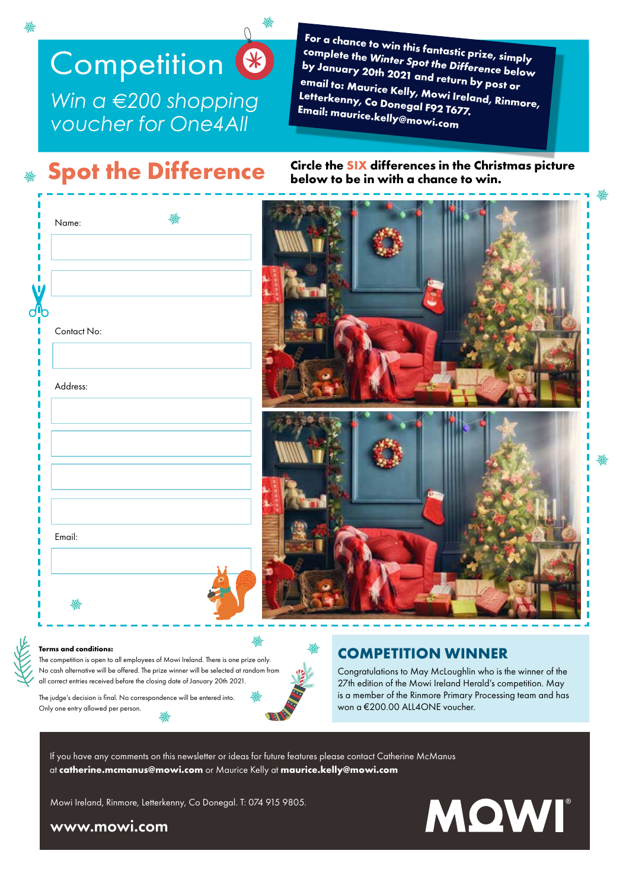# Competition

*Win a €200 shopping voucher for One4All*

**For a chance to win this fantastic prize, simply complete the Winter Spot the Difference below by January 20th 2021 and return by post or email to: Maurice Kelly, Mowi Ireland, Rinmore, Letterkenny, Co Donegal F92 T677. Email: maurice.kelly@mowi.com**

## Spot the Difference

**Circle the SIX differences in the Christmas picture below to be in with a chance to win.**

Name:

Contact No:

Address:

Email:

**Terms and conditions:**

The competition is open to all employees of Mowi Ireland. There is one prize only. No cash alternative will be offered. The prize winner will be selected at random from all correct entries received before the closing date of January 20th 2021.

The judge's decision is final. No correspondence will be entered into. Only one entry allowed per person.

## COMPETITION WINNER

Congratulations to May McLoughlin who is the winner of the 27th edition of the Mowi Ireland Herald's competition. May is a member of the Rinmore Primary Processing team and has won a €200.00 ALL4ONE voucher.

If you have any comments on this newsletter or ideas for future features please contact Catherine McManus at **catherine.mcmanus@mowi.com** or Maurice Kelly at **maurice.kelly@mowi.com**

Mowi Ireland, Rinmore, Letterkenny, Co Donegal. T: 074 915 9805.

**www.mowi.com**

MOWI®